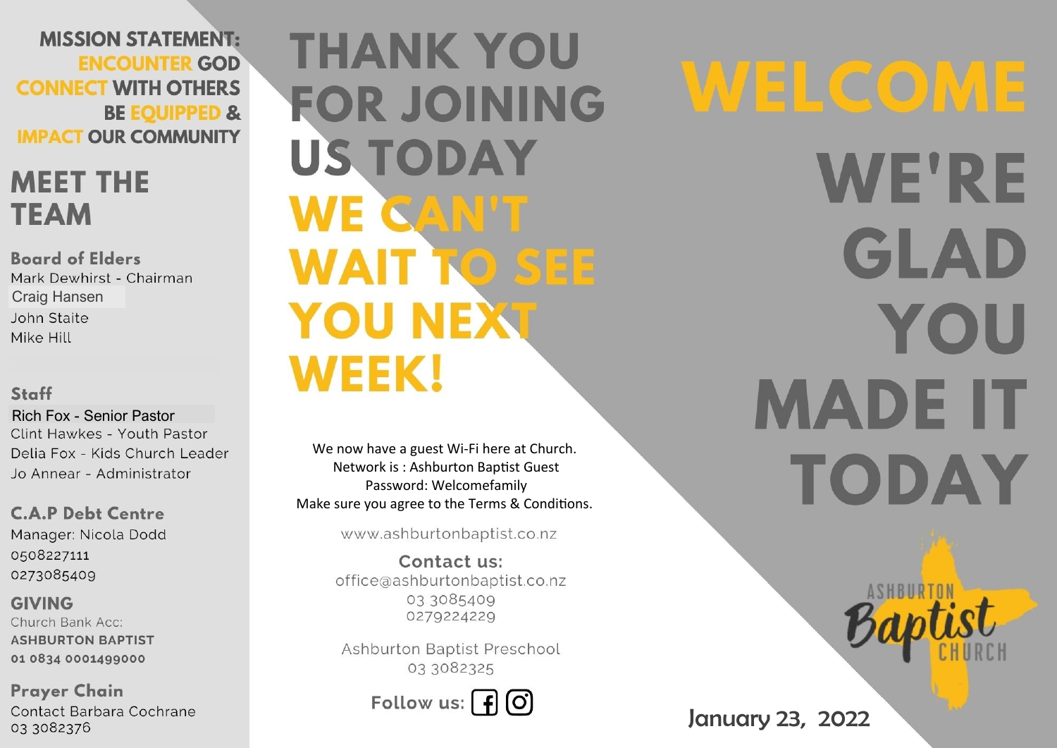**MISSION STATEMENT:**
**ENCOUNTER GOD**
**CONNECT WITH OTHERS**
**BE EQUIPPED &**
**IMPACT OUR COMMUNITY**

## MEET THE TEAM

### Board of Elders

Mark Dewhirst - Chairman
Craig Hansen
John Staite
Mike Hill

### Staff

Rich Fox - Senior Pastor
Clint Hawkes - Youth Pastor
Delia Fox - Kids Church Leader
Jo Annear - Administrator

### C.A.P Debt Centre

Manager: Nicola Dodd
0508227111
0273085409

### GIVING

Church Bank Acc:
**ASHBURTON BAPTIST**
**01 0834 0001499000**

### Prayer Chain

Contact Barbara Cochrane
03 3082376

# THANK YOU FOR JOINING US TODAY

# WE CAN'T WAIT TO SEE YOU NEXT WEEK!

We now have a guest Wi-Fi here at Church.
Network is : Ashburton Baptist Guest
Password: Welcomefamily
Make sure you agree to the Terms & Conditions.

www.ashburtonbaptist.co.nz

**Contact us:**
office@ashburtonbaptist.co.nz
03 3085409
0279224229

Ashburton Baptist Preschool
03 3082325

**Follow us:**

# WELCOME

# WE'RE GLAD YOU MADE IT TODAY

ASHBURTON Baptist CHURCH

January 23, 2022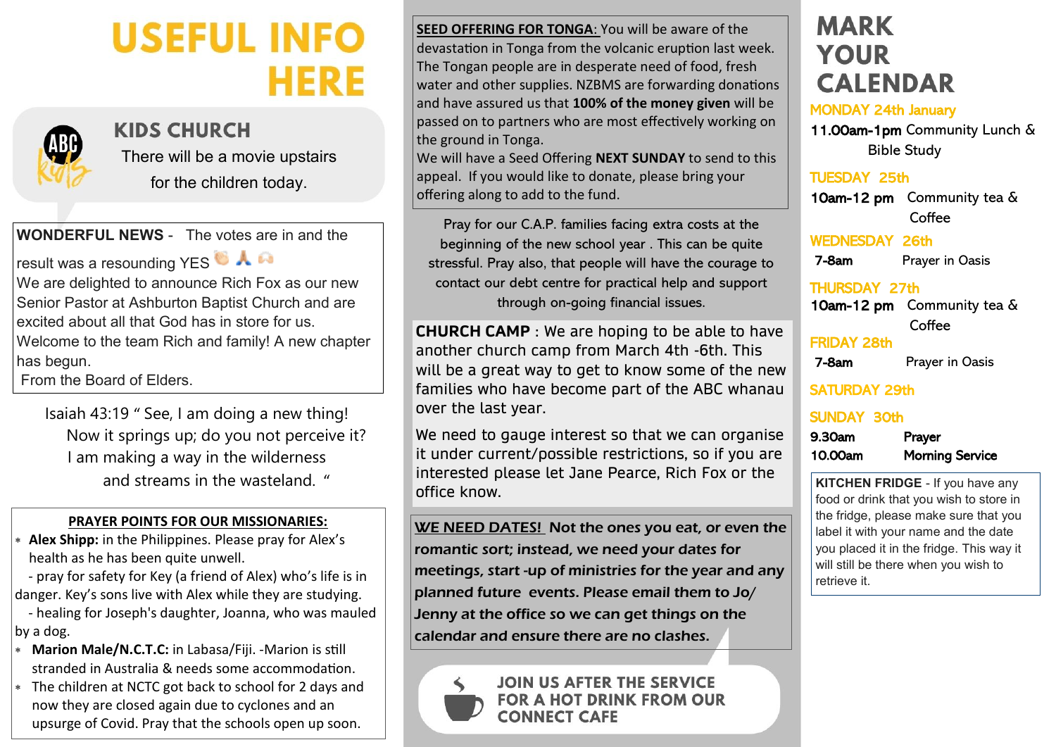# USEFUL INFO HERE

## KIDS CHURCH

There will be a movie upstairs for the children today.

**WONDERFUL NEWS** - The votes are in and the result was a resounding YES 👏 🙏 🙌
We are delighted to announce Rich Fox as our new Senior Pastor at Ashburton Baptist Church and are excited about all that God has in store for us.
Welcome to the team Rich and family! A new chapter has begun.
From the Board of Elders.

Isaiah 43:19 " See, I am doing a new thing!
Now it springs up; do you not perceive it?
I am making a way in the wilderness
and streams in the wasteland. "

**PRAYER POINTS FOR OUR MISSIONARIES:**

* **Alex Shipp:** in the Philippines. Please pray for Alex's health as he has been quite unwell.
  - pray for safety for Key (a friend of Alex) who's life is in danger. Key's sons live with Alex while they are studying.
  - healing for Joseph's daughter, Joanna, who was mauled by a dog.
* **Marion Male/N.C.T.C:** in Labasa/Fiji. -Marion is still stranded in Australia & needs some accommodation.
* The children at NCTC got back to school for 2 days and now they are closed again due to cyclones and an upsurge of Covid. Pray that the schools open up soon.

**SEED OFFERING FOR TONGA:** You will be aware of the devastation in Tonga from the volcanic eruption last week. The Tongan people are in desperate need of food, fresh water and other supplies. NZBMS are forwarding donations and have assured us that **100% of the money given** will be passed on to partners who are most effectively working on the ground in Tonga.
We will have a Seed Offering **NEXT SUNDAY** to send to this appeal. If you would like to donate, please bring your offering along to add to the fund.

Pray for our C.A.P. families facing extra costs at the beginning of the new school year . This can be quite stressful. Pray also, that people will have the courage to contact our debt centre for practical help and support through on-going financial issues.

**CHURCH CAMP** : We are hoping to be able to have another church camp from March 4th -6th. This will be a great way to get to know some of the new families who have become part of the ABC whanau over the last year.

We need to gauge interest so that we can organise it under current/possible restrictions, so if you are interested please let Jane Pearce, Rich Fox or the office know.

***WE NEED DATES!* Not the ones you eat, or even the romantic sort; instead, we need your dates for meetings, start -up of ministries for the year and any planned future events. Please email them to Jo/ Jenny at the office so we can get things on the calendar and ensure there are no clashes.**

**JOIN US AFTER THE SERVICE FOR A HOT DRINK FROM OUR CONNECT CAFE**

# MARK YOUR CALENDAR

**MONDAY 24th January**
11.00am-1pm Community Lunch & Bible Study

**TUESDAY 25th**
10am-12 pm Community tea & Coffee

**WEDNESDAY 26th**
7-8am Prayer in Oasis

**THURSDAY 27th**
10am-12 pm Community tea & Coffee

**FRIDAY 28th**
7-8am Prayer in Oasis

**SATURDAY 29th**

**SUNDAY 30th**
9.30am **Prayer**
10.00am **Morning Service**

**KITCHEN FRIDGE** - If you have any food or drink that you wish to store in the fridge, please make sure that you label it with your name and the date you placed it in the fridge. This way it will still be there when you wish to retrieve it.